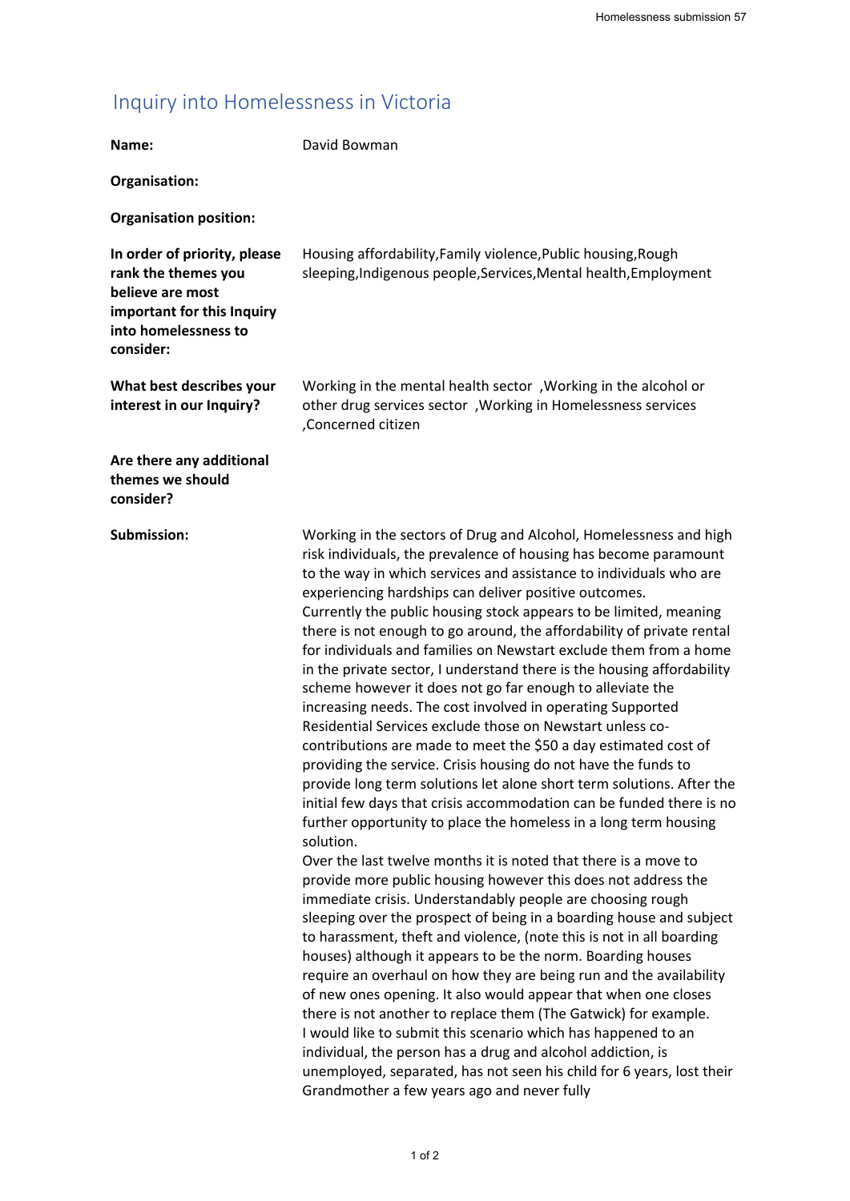# Inquiry into Homelessness in Victoria

**Name:** David Bowman

**Organisation:**

**Organisation position:**

**In order of priority, please rank the themes you believe are most important for this Inquiry into homelessness to consider:** Housing affordability,Family violence,Public housing,Rough sleeping,Indigenous people,Services,Mental health,Employment

**What best describes your interest in our Inquiry?** Working in the mental health sector ,Working in the alcohol or other drug services sector ,Working in Homelessness services ,Concerned citizen

**Are there any additional themes we should consider?**

**Submission:**

Working in the sectors of Drug and Alcohol, Homelessness and high risk individuals, the prevalence of housing has become paramount to the way in which services and assistance to individuals who are experiencing hardships can deliver positive outcomes.
Currently the public housing stock appears to be limited, meaning there is not enough to go around, the affordability of private rental for individuals and families on Newstart exclude them from a home in the private sector, I understand there is the housing affordability scheme however it does not go far enough to alleviate the increasing needs. The cost involved in operating Supported Residential Services exclude those on Newstart unless co-contributions are made to meet the $50 a day estimated cost of providing the service. Crisis housing do not have the funds to provide long term solutions let alone short term solutions. After the initial few days that crisis accommodation can be funded there is no further opportunity to place the homeless in a long term housing solution.
Over the last twelve months it is noted that there is a move to provide more public housing however this does not address the immediate crisis. Understandably people are choosing rough sleeping over the prospect of being in a boarding house and subject to harassment, theft and violence, (note this is not in all boarding houses) although it appears to be the norm. Boarding houses require an overhaul on how they are being run and the availability of new ones opening. It also would appear that when one closes there is not another to replace them (The Gatwick) for example.
I would like to submit this scenario which has happened to an individual, the person has a drug and alcohol addiction, is unemployed, separated, has not seen his child for 6 years, lost their Grandmother a few years ago and never fully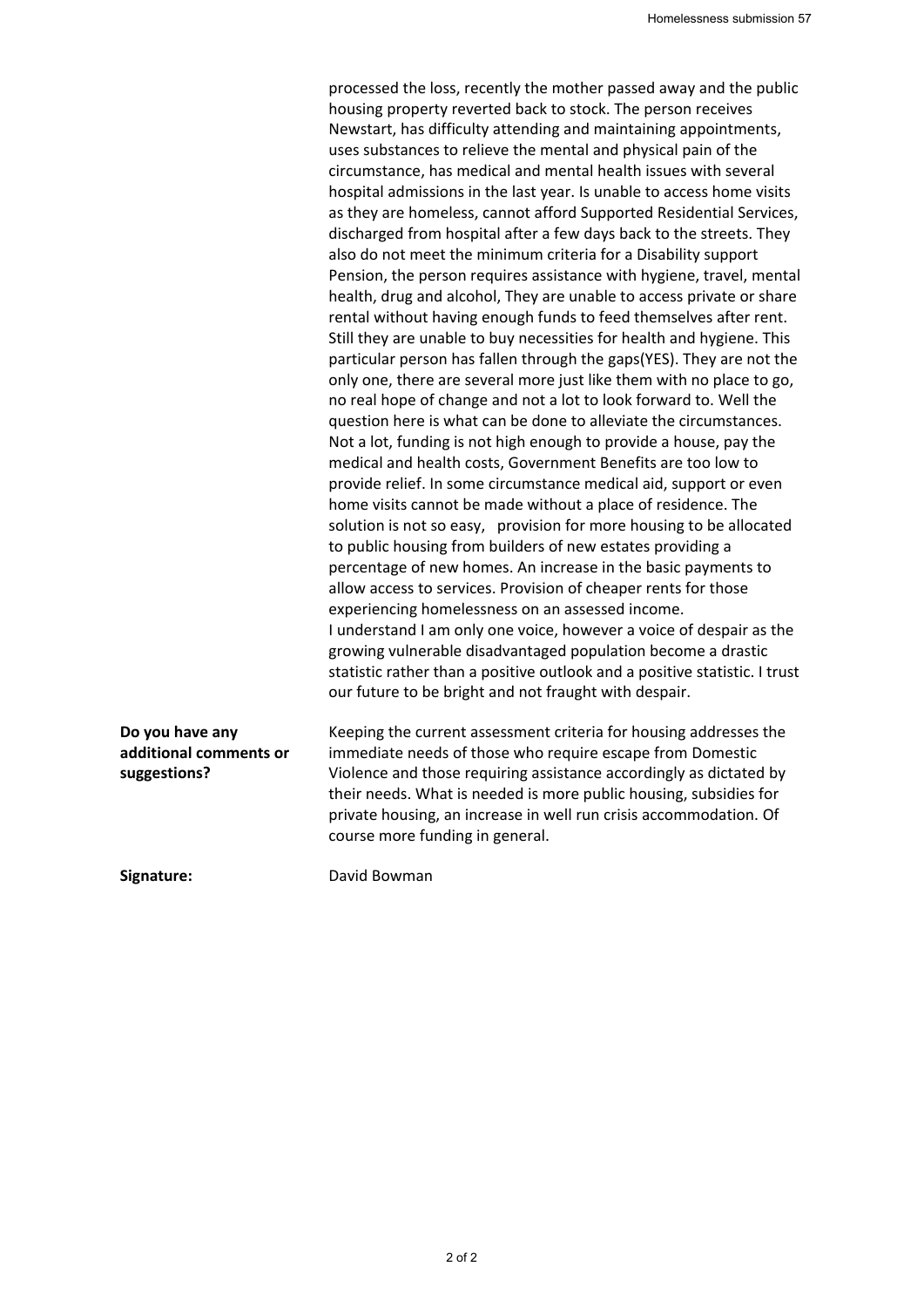processed the loss, recently the mother passed away and the public housing property reverted back to stock. The person receives Newstart, has difficulty attending and maintaining appointments, uses substances to relieve the mental and physical pain of the circumstance, has medical and mental health issues with several hospital admissions in the last year. Is unable to access home visits as they are homeless, cannot afford Supported Residential Services, discharged from hospital after a few days back to the streets. They also do not meet the minimum criteria for a Disability support Pension, the person requires assistance with hygiene, travel, mental health, drug and alcohol, They are unable to access private or share rental without having enough funds to feed themselves after rent. Still they are unable to buy necessities for health and hygiene. This particular person has fallen through the gaps(YES). They are not the only one, there are several more just like them with no place to go, no real hope of change and not a lot to look forward to. Well the question here is what can be done to alleviate the circumstances. Not a lot, funding is not high enough to provide a house, pay the medical and health costs, Government Benefits are too low to provide relief. In some circumstance medical aid, support or even home visits cannot be made without a place of residence. The solution is not so easy, provision for more housing to be allocated to public housing from builders of new estates providing a percentage of new homes. An increase in the basic payments to allow access to services. Provision of cheaper rents for those experiencing homelessness on an assessed income.

I understand I am only one voice, however a voice of despair as the growing vulnerable disadvantaged population become a drastic statistic rather than a positive outlook and a positive statistic. I trust our future to be bright and not fraught with despair.

**Do you have any additional comments or suggestions?**

Keeping the current assessment criteria for housing addresses the immediate needs of those who require escape from Domestic Violence and those requiring assistance accordingly as dictated by their needs. What is needed is more public housing, subsidies for private housing, an increase in well run crisis accommodation. Of course more funding in general.

**Signature:** David Bowman